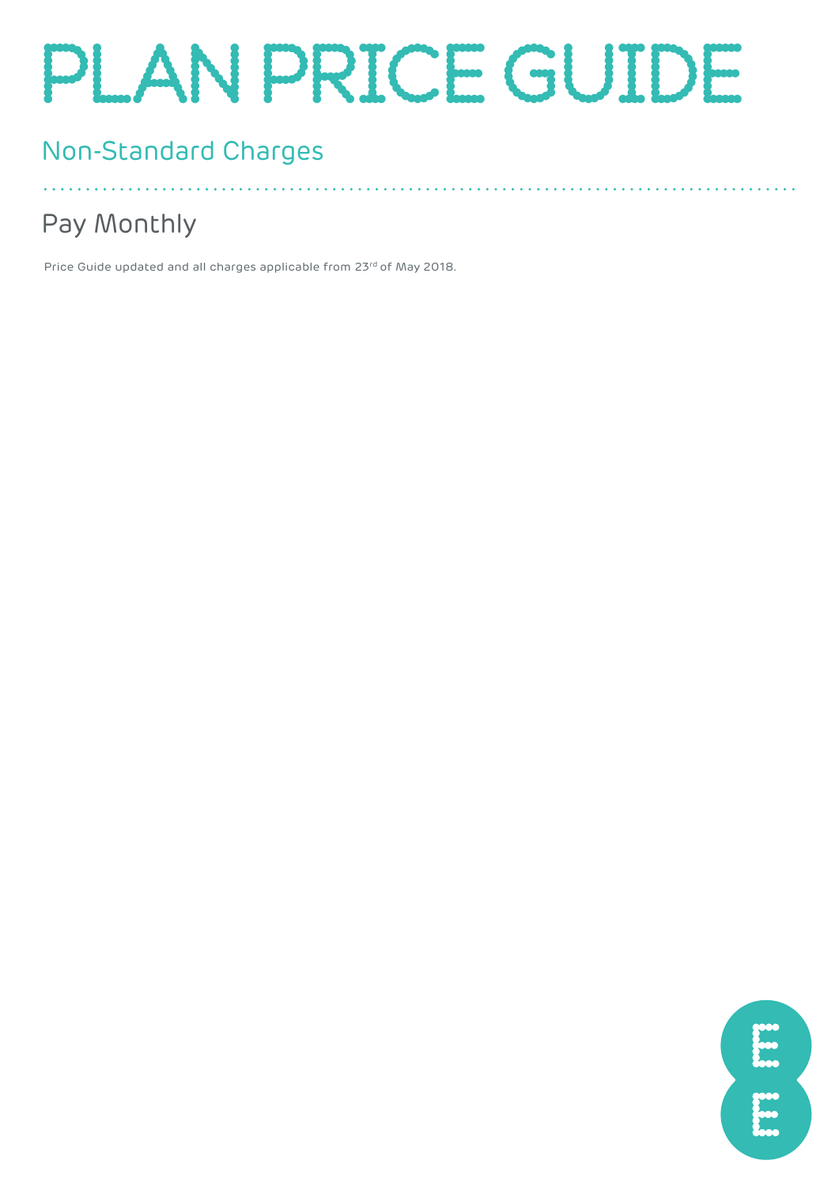# PLAN PRICE GUIDE

## Non-Standard Charges

## Pay Monthly

Price Guide updated and all charges applicable from 23rd of May 2018.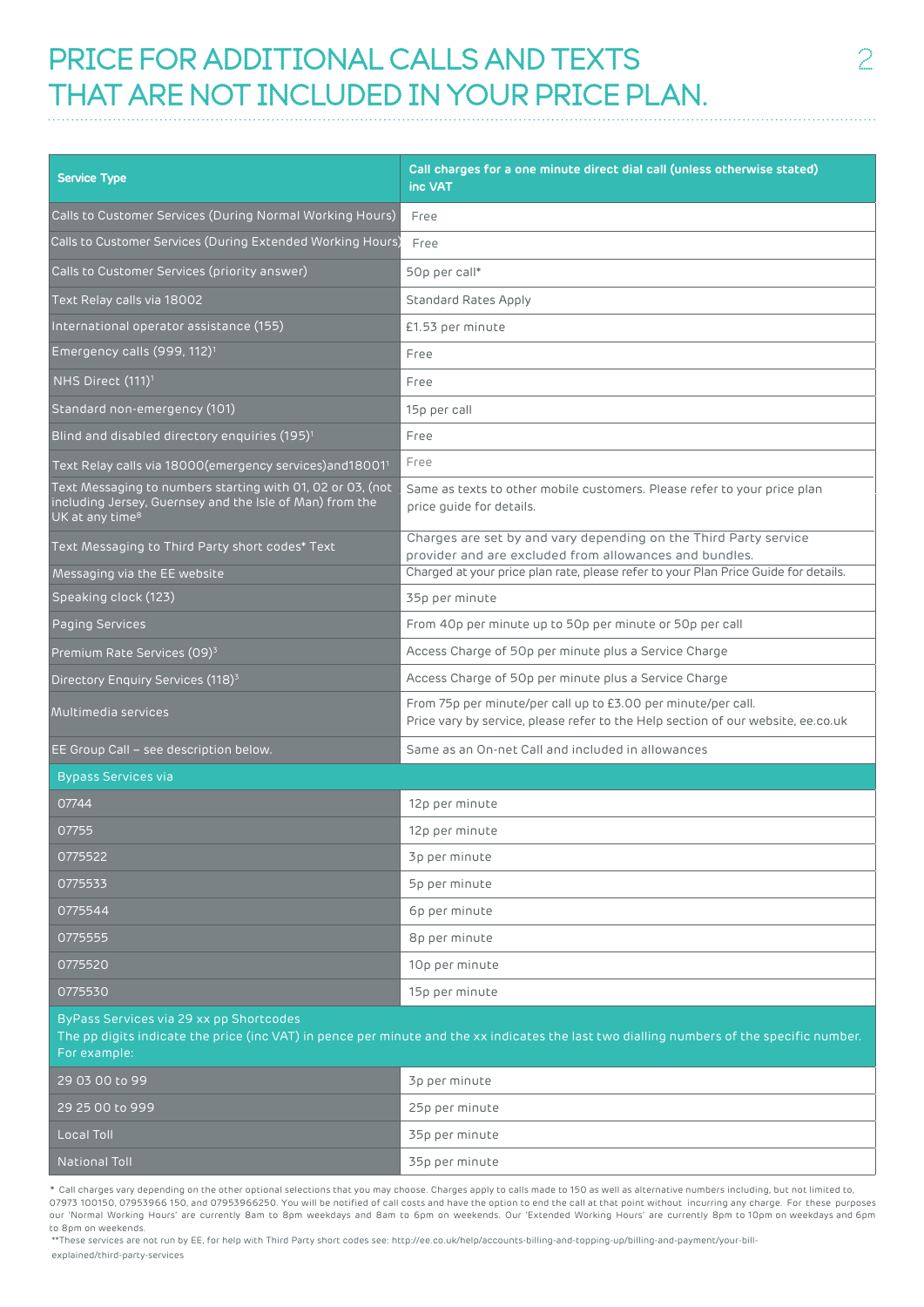# PRICE FOR ADDITIONAL CALLS AND TEXTS THAT ARE NOT INCLUDED IN YOUR PRICE PLAN.

| Service Type | Call charges for a one minute direct dial call (unless otherwise stated) inc VAT |
|---|---|
| Calls to Customer Services (During Normal Working Hours) | Free |
| Calls to Customer Services (During Extended Working Hours) | Free |
| Calls to Customer Services (priority answer) | 50p per call* |
| Text Relay calls via 18002 | Standard Rates Apply |
| International operator assistance (155) | £1.53 per minute |
| Emergency calls (999, 112)[1] | Free |
| NHS Direct (111)[1] | Free |
| Standard non-emergency (101) | 15p per call |
| Blind and disabled directory enquiries (195)[1] | Free |
| Text Relay calls via 18000(emergency services)and18001[1] | Free |
| Text Messaging to numbers starting with 01, 02 or 03, (not including Jersey, Guernsey and the Isle of Man) from the UK at any time[8] | Same as texts to other mobile customers. Please refer to your price plan price guide for details. |
| Text Messaging to Third Party short codes* Text | Charges are set by and vary depending on the Third Party service provider and are excluded from allowances and bundles. |
| Messaging via the EE website | Charged at your price plan rate, please refer to your Plan Price Guide for details. |
| Speaking clock (123) | 35p per minute |
| Paging Services | From 40p per minute up to 50p per minute or 50p per call |
| Premium Rate Services (09)[3] | Access Charge of 50p per minute plus a Service Charge |
| Directory Enquiry Services (118)[3] | Access Charge of 50p per minute plus a Service Charge |
| Multimedia services | From 75p per minute/per call up to £3.00 per minute/per call. Price vary by service, please refer to the Help section of our website, ee.co.uk |
| EE Group Call – see description below. | Same as an On-net Call and included in allowances |
| **Bypass Services via** | |
| 07744 | 12p per minute |
| 07755 | 12p per minute |
| 0775522 | 3p per minute |
| 0775533 | 5p per minute |
| 0775544 | 6p per minute |
| 0775555 | 8p per minute |
| 0775520 | 10p per minute |
| 0775530 | 15p per minute |
| **ByPass Services via 29 xx pp Shortcodes** The pp digits indicate the price (inc VAT) in pence per minute and the xx indicates the last two dialling numbers of the specific number. For example: | |
| 29 03 00 to 99 | 3p per minute |
| 29 25 00 to 999 | 25p per minute |
| Local Toll | 35p per minute |
| National Toll | 35p per minute |

\* Call charges vary depending on the other optional selections that you may choose. Charges apply to calls made to 150 as well as alternative numbers including, but not limited to, 07973 100150, 07953966 150, and 07953966250. You will be notified of call costs and have the option to end the call at that point without incurring any charge. For these purposes our 'Normal Working Hours' are currently 8am to 8pm weekdays and 8am to 6pm on weekends. Our 'Extended Working Hours' are currently 8pm to 10pm on weekdays and 6pm to 8pm on weekends.

\*\*These services are not run by EE, for help with Third Party short codes see: http://ee.co.uk/help/accounts-billing-and-topping-up/billing-and-payment/your-bill-explained/third-party-services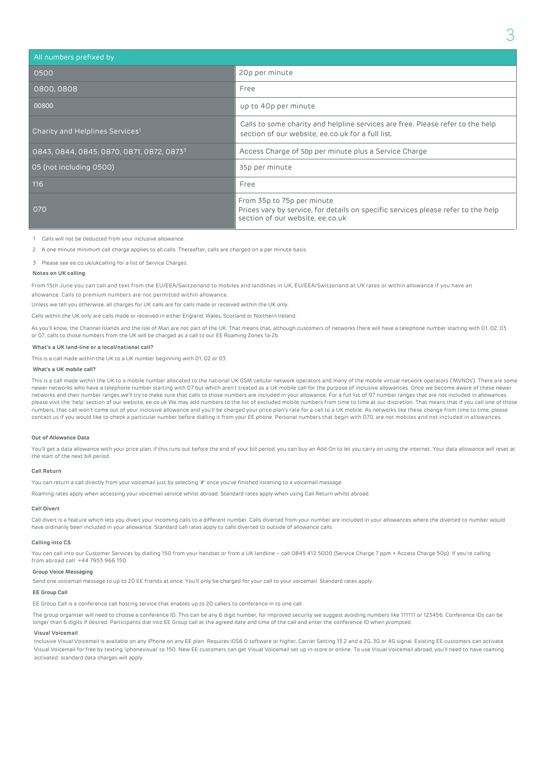| All numbers prefixed by | |
|---|---|
| 0500 | 20p per minute |
| 0800, 0808 | Free |
| 00800 | up to 40p per minute |
| Charity and Helplines Services[1] | Calls to some charity and helpline services are free. Please refer to the help section of our website, ee.co.uk for a full list. |
| 0843, 0844, 0845, 0870, 0871, 0872, 0873[3] | Access Charge of 50p per minute plus a Service Charge |
| 05 (not including 0500) | 35p per minute |
| 116 | Free |
| 070 | From 35p to 75p per minute<br>Prices vary by service, for details on specific services please refer to the help section of our website, ee.co.uk |

1 Calls will not be deducted from your inclusive allowance.

2 A one minute minimum call charge applies to all calls. Thereafter, calls are charged on a per minute basis.

3 Please see ee.co.uk/ukcalling for a list of Service Charges.

#### Notes on UK calling

From 15th June you can call and text from the EU/EEA/Switzerland to mobiles and landlines in UK, EU/EEA/Switzerland at UK rates or within allowance if you have an allowance. Calls to premium numbers are not permitted within allowance.

Unless we tell you otherwise, all charges for UK calls are for calls made or received within the UK only.

Calls within the UK only are calls made or received in either England, Wales, Scotland or Northern Ireland.

As you'll know, the Channel Islands and the Isle of Man are not part of the UK. That means that, although customers of networks there will have a telephone number starting with 01, 02, 03 or 07, calls to those numbers from the UK will be charged as a call to our EE Roaming Zones 1a-2b.

#### What's a UK land-line or a local/national call?

This is a call made within the UK to a UK number beginning with 01, 02 or 03.

#### What's a UK mobile call?

This is a call made within the UK to a mobile number allocated to the national UK GSM cellular network operators and many of the mobile virtual network operators ('MVNOs'). There are some newer networks who have a telephone number starting with 07 but which aren't treated as a UK mobile call for the purpose of inclusive allowances. Once we become aware of these newer networks and their number ranges we'll try to make sure that calls to those numbers are included in your allowance. For a full list of 07 number ranges that are not included in allowances please visit the 'help' section of our website, ee.co.uk We may add numbers to the list of excluded mobile numbers from time to time at our discretion. That means that if you call one of those numbers, that call won't come out of your inclusive allowance and you'll be charged your price plan's rate for a call to a UK mobile. As networks like these change from time to time, please contact us if you would like to check a particular number before dialling it from your EE phone. Personal numbers that begin with 070, are not mobiles and not included in allowances.

#### Out of Allowance Data

You'll get a data allowance with your price plan, if this runs out before the end of your bill period, you can buy an Add-On to let you carry on using the internet. Your data allowance will reset at the start of the next bill period.

#### Call Return

You can return a call directly from your voicemail just by selecting '#' once you've finished listening to a voicemail message.

Roaming rates apply when accessing your voicemail service whilst abroad. Standard rates apply when using Call Return whilst abroad.

#### Call Divert

Call divert is a feature which lets you divert your incoming calls to a different number. Calls diverted from your number are included in your allowances where the diverted to number would have ordinarily been included in your allowance. Standard call rates apply to calls diverted to outside of allowance calls.

#### Calling into CS

You can call into our Customer Services by dialling 150 from your handset or from a UK landline – call 0845 412 5000 (Service Charge 7 ppm + Access Charge 50p). If you're calling from abroad call +44 7953 966 150.

#### Group Voice Messaging

Send one voicemail message to up to 20 EE friends at once. You'll only be charged for your call to your voicemail. Standard rates apply.

#### EE Group Call

EE Group Call is a conference call hosting service that enables up to 20 callers to conference in to one call.

The group organiser will need to choose a conference ID. This can be any 6 digit number, for improved security we suggest avoiding numbers like 111111 or 123456. Conference IDs can be longer than 6 digits if desired. Participants dial into EE Group call at the agreed date and time of the call and enter the conference ID when prompted.

#### Visual Voicemail

Inclusive Visual Voicemail is available on any iPhone on any EE plan. Requires iOS6.0 software or higher, Carrier Setting 13.2 and a 2G, 3G or 4G signal. Existing EE customers can activate Visual Voicemail for free by texting 'iphonevisual' to 150. New EE customers can get Visual Voicemail set up in-store or online. To use Visual Voicemail abroad, you'll need to have roaming activated: standard data charges will apply.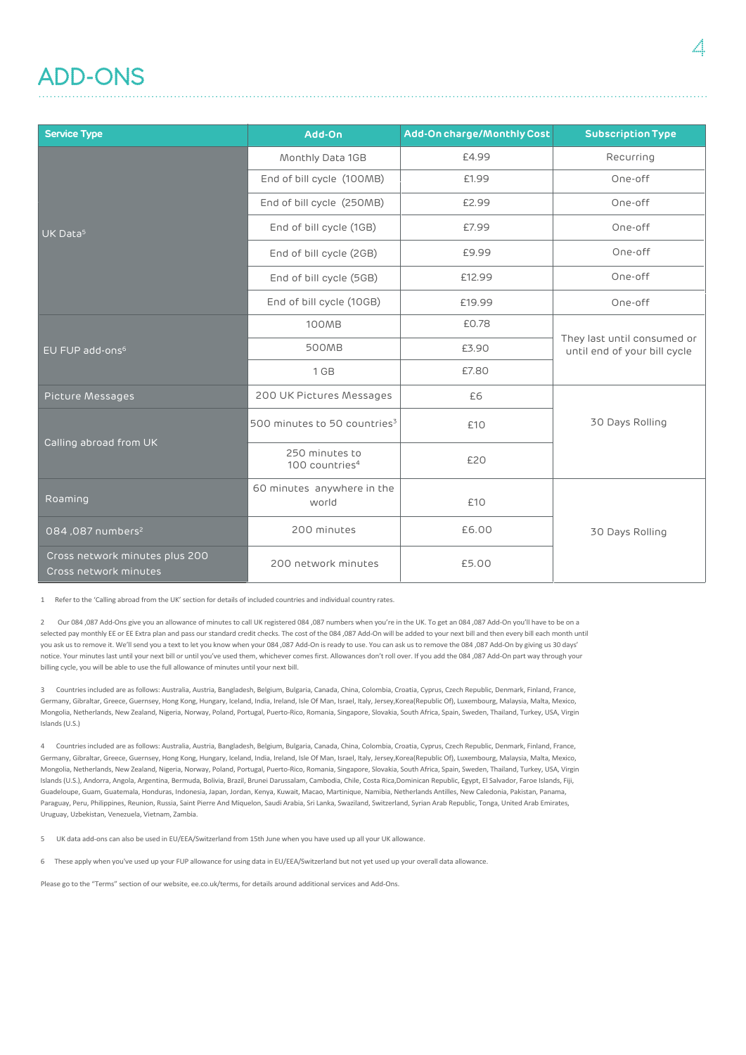# ADD-ONS

| Service Type | Add-On | Add-On charge/Monthly Cost | Subscription Type |
|---|---|---|---|
| UK Data[5] | Monthly Data 1GB | £4.99 | Recurring |
| | End of bill cycle (100MB) | £1.99 | One-off |
| | End of bill cycle (250MB) | £2.99 | One-off |
| | End of bill cycle (1GB) | £7.99 | One-off |
| | End of bill cycle (2GB) | £9.99 | One-off |
| | End of bill cycle (5GB) | £12.99 | One-off |
| | End of bill cycle (10GB) | £19.99 | One-off |
| EU FUP add-ons[6] | 100MB | £0.78 | They last until consumed or until end of your bill cycle |
| | 500MB | £3.90 | |
| | 1 GB | £7.80 | |
| Picture Messages | 200 UK Pictures Messages | £6 | 30 Days Rolling |
| Calling abroad from UK | 500 minutes to 50 countries[3] | £10 | |
| | 250 minutes to 100 countries[4] | £20 | |
| Roaming | 60 minutes anywhere in the world | £10 | 30 Days Rolling |
| 084 ,087 numbers[2] | 200 minutes | £6.00 | |
| Cross network minutes plus 200 Cross network minutes | 200 network minutes | £5.00 | |

1 Refer to the 'Calling abroad from the UK' section for details of included countries and individual country rates.

2 Our 084 ,087 Add-Ons give you an allowance of minutes to call UK registered 084 ,087 numbers when you're in the UK. To get an 084 ,087 Add-On you'll have to be on a selected pay monthly EE or EE Extra plan and pass our standard credit checks. The cost of the 084 ,087 Add-On will be added to your next bill and then every bill each month until you ask us to remove it. We'll send you a text to let you know when your 084 ,087 Add-On is ready to use. You can ask us to remove the 084 ,087 Add-On by giving us 30 days' notice. Your minutes last until your next bill or until you've used them, whichever comes first. Allowances don't roll over. If you add the 084 ,087 Add-On part way through your billing cycle, you will be able to use the full allowance of minutes until your next bill.

3 Countries included are as follows: Australia, Austria, Bangladesh, Belgium, Bulgaria, Canada, China, Colombia, Croatia, Cyprus, Czech Republic, Denmark, Finland, France, Germany, Gibraltar, Greece, Guernsey, Hong Kong, Hungary, Iceland, India, Ireland, Isle Of Man, Israel, Italy, Jersey,Korea(Republic Of), Luxembourg, Malaysia, Malta, Mexico, Mongolia, Netherlands, New Zealand, Nigeria, Norway, Poland, Portugal, Puerto-Rico, Romania, Singapore, Slovakia, South Africa, Spain, Sweden, Thailand, Turkey, USA, Virgin Islands (U.S.)

4 Countries included are as follows: Australia, Austria, Bangladesh, Belgium, Bulgaria, Canada, China, Colombia, Croatia, Cyprus, Czech Republic, Denmark, Finland, France, Germany, Gibraltar, Greece, Guernsey, Hong Kong, Hungary, Iceland, India, Ireland, Isle Of Man, Israel, Italy, Jersey,Korea(Republic Of), Luxembourg, Malaysia, Malta, Mexico, Mongolia, Netherlands, New Zealand, Nigeria, Norway, Poland, Portugal, Puerto-Rico, Romania, Singapore, Slovakia, South Africa, Spain, Sweden, Thailand, Turkey, USA, Virgin Islands (U.S.), Andorra, Angola, Argentina, Bermuda, Bolivia, Brazil, Brunei Darussalam, Cambodia, Chile, Costa Rica,Dominican Republic, Egypt, El Salvador, Faroe Islands, Fiji, Guadeloupe, Guam, Guatemala, Honduras, Indonesia, Japan, Jordan, Kenya, Kuwait, Macao, Martinique, Namibia, Netherlands Antilles, New Caledonia, Pakistan, Panama, Paraguay, Peru, Philippines, Reunion, Russia, Saint Pierre And Miquelon, Saudi Arabia, Sri Lanka, Swaziland, Switzerland, Syrian Arab Republic, Tonga, United Arab Emirates, Uruguay, Uzbekistan, Venezuela, Vietnam, Zambia.

5 UK data add-ons can also be used in EU/EEA/Switzerland from 15th June when you have used up all your UK allowance.

6 These apply when you've used up your FUP allowance for using data in EU/EEA/Switzerland but not yet used up your overall data allowance.

Please go to the "Terms" section of our website, ee.co.uk/terms, for details around additional services and Add-Ons.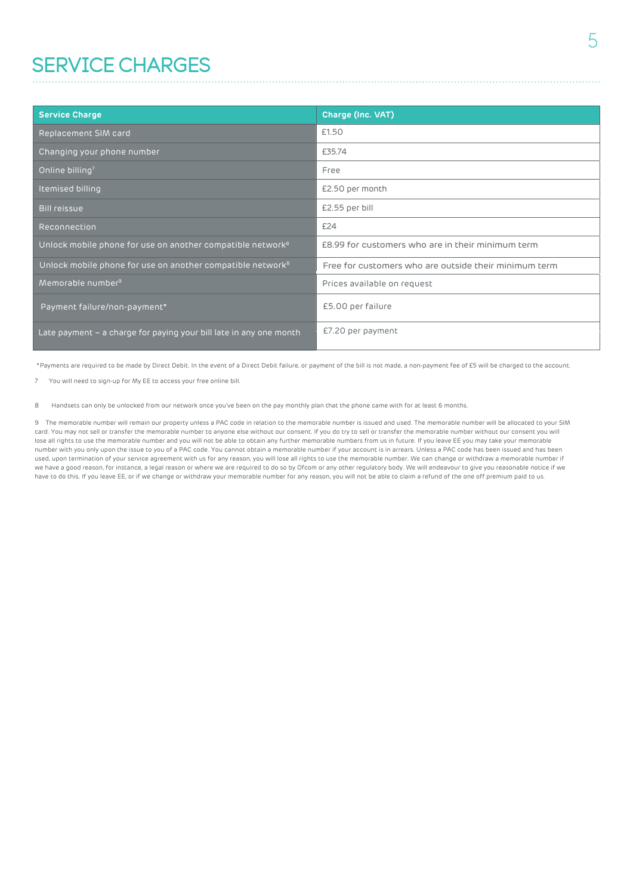# SERVICE CHARGES

| Service Charge | Charge (Inc. VAT) |
|---|---|
| Replacement SIM card | £1.50 |
| Changing your phone number | £35.74 |
| Online billing[7] | Free |
| Itemised billing | £2.50 per month |
| Bill reissue | £2.55 per bill |
| Reconnection | £24 |
| Unlock mobile phone for use on another compatible network[8] | £8.99 for customers who are in their minimum term |
| Unlock mobile phone for use on another compatible network[8] | Free for customers who are outside their minimum term |
| Memorable number[9] | Prices available on request |
| Payment failure/non-payment* | £5.00 per failure |
| Late payment – a charge for paying your bill late in any one month | £7.20 per payment |

*Payments are required to be made by Direct Debit. In the event of a Direct Debit failure, or payment of the bill is not made, a non-payment fee of £5 will be charged to the account.

7 You will need to sign-up for My EE to access your free online bill.

8 Handsets can only be unlocked from our network once you've been on the pay monthly plan that the phone came with for at least 6 months.

9 The memorable number will remain our property unless a PAC code in relation to the memorable number is issued and used. The memorable number will be allocated to your SIM card. You may not sell or transfer the memorable number to anyone else without our consent. If you do try to sell or transfer the memorable number without our consent you will lose all rights to use the memorable number and you will not be able to obtain any further memorable numbers from us in future. If you leave EE you may take your memorable number with you only upon the issue to you of a PAC code. You cannot obtain a memorable number if your account is in arrears. Unless a PAC code has been issued and has been used, upon termination of your service agreement with us for any reason, you will lose all rights to use the memorable number. We can change or withdraw a memorable number if we have a good reason, for instance, a legal reason or where we are required to do so by Ofcom or any other regulatory body. We will endeavour to give you reasonable notice if we have to do this. If you leave EE, or if we change or withdraw your memorable number for any reason, you will not be able to claim a refund of the one off premium paid to us.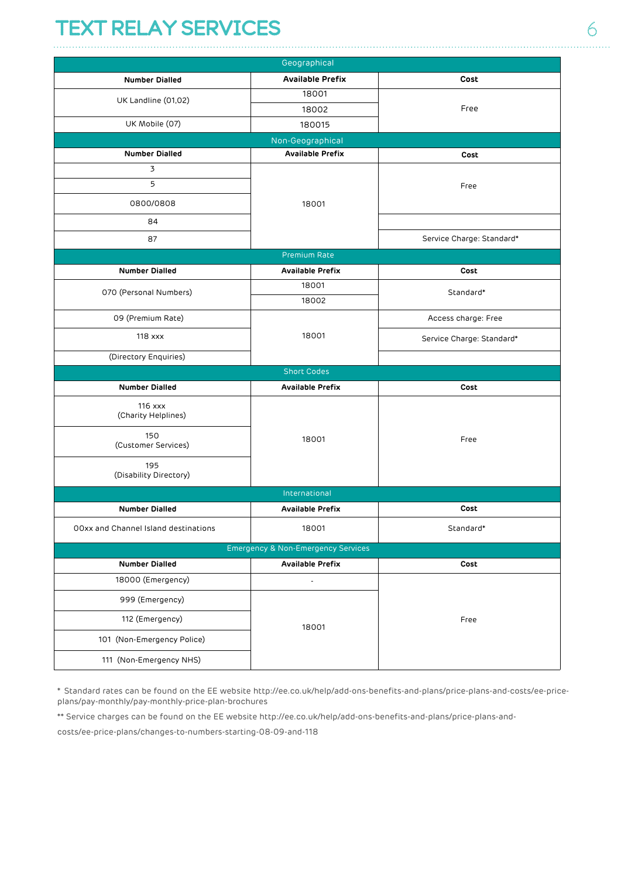# TEXT RELAY SERVICES

| Geographical | | |
|---|---|---|
| **Number Dialled** | **Available Prefix** | **Cost** |
| UK Landline (01,02) | 18001 | Free |
| | 18002 | |
| UK Mobile (07) | 180015 | |
| Non-Geographical | | |
| **Number Dialled** | **Available Prefix** | **Cost** |
| 3 | 18001 | Free |
| 5 | | |
| 0800/0808 | | |
| 84 | | |
| 87 | | Service Charge: Standard* |
| Premium Rate | | |
| **Number Dialled** | **Available Prefix** | **Cost** |
| 070 (Personal Numbers) | 18001 | Standard* |
| | 18002 | |
| 09 (Premium Rate) | 18001 | Access charge: Free |
| 118 xxx | | Service Charge: Standard* |
| (Directory Enquiries) | | |
| Short Codes | | |
| **Number Dialled** | **Available Prefix** | **Cost** |
| 116 xxx (Charity Helplines) | 18001 | Free |
| 150 (Customer Services) | | |
| 195 (Disability Directory) | | |
| International | | |
| **Number Dialled** | **Available Prefix** | **Cost** |
| 00xx and Channel Island destinations | 18001 | Standard* |
| Emergency & Non-Emergency Services | | |
| **Number Dialled** | **Available Prefix** | **Cost** |
| 18000 (Emergency) | - | Free |
| 999 (Emergency) | 18001 | |
| 112 (Emergency) | | |
| 101 (Non-Emergency Police) | | |
| 111 (Non-Emergency NHS) | | |

* Standard rates can be found on the EE website http://ee.co.uk/help/add-ons-benefits-and-plans/price-plans-and-costs/ee-price-plans/pay-monthly/pay-monthly-price-plan-brochures

** Service charges can be found on the EE website http://ee.co.uk/help/add-ons-benefits-and-plans/price-plans-and-costs/ee-price-plans/changes-to-numbers-starting-08-09-and-118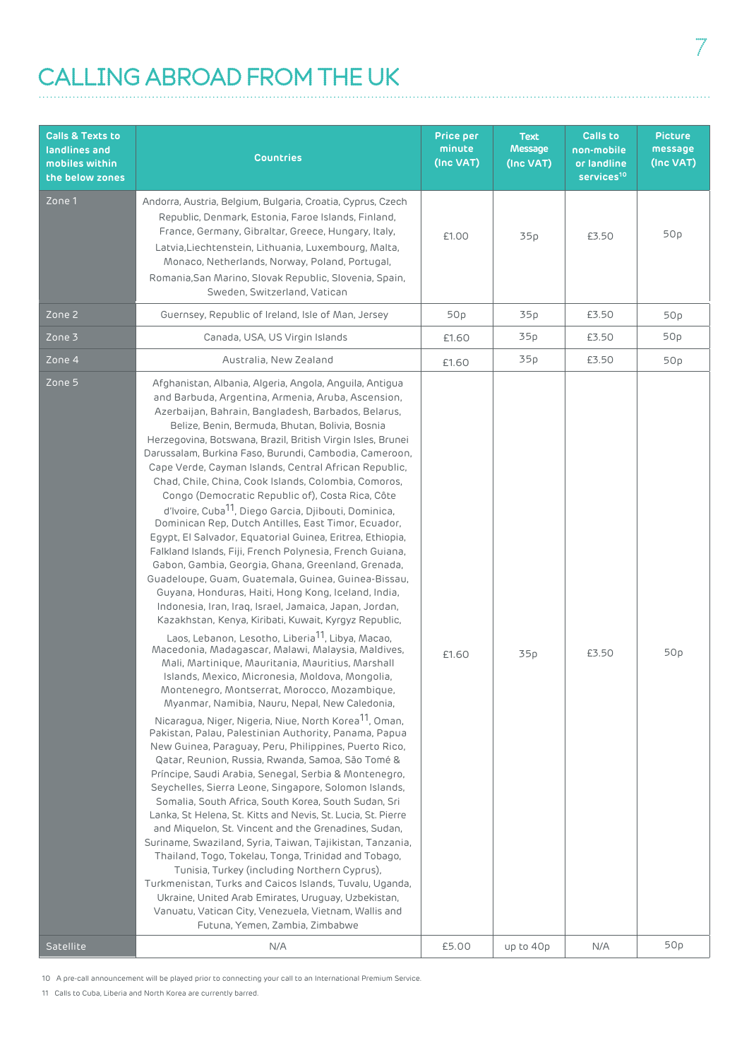# CALLING ABROAD FROM THE UK

| Calls & Texts to landlines and mobiles within the below zones | Countries | Price per minute (Inc VAT) | Text Message (Inc VAT) | Calls to non-mobile or landline services[10] | Picture message (Inc VAT) |
|---|---|---|---|---|---|
| Zone 1 | Andorra, Austria, Belgium, Bulgaria, Croatia, Cyprus, Czech Republic, Denmark, Estonia, Faroe Islands, Finland, France, Germany, Gibraltar, Greece, Hungary, Italy, Latvia,Liechtenstein, Lithuania, Luxembourg, Malta, Monaco, Netherlands, Norway, Poland, Portugal, Romania,San Marino, Slovak Republic, Slovenia, Spain, Sweden, Switzerland, Vatican | £1.00 | 35p | £3.50 | 50p |
| Zone 2 | Guernsey, Republic of Ireland, Isle of Man, Jersey | 50p | 35p | £3.50 | 50p |
| Zone 3 | Canada, USA, US Virgin Islands | £1.60 | 35p | £3.50 | 50p |
| Zone 4 | Australia, New Zealand | £1.60 | 35p | £3.50 | 50p |
| Zone 5 | Afghanistan, Albania, Algeria, Angola, Anguila, Antigua and Barbuda, Argentina, Armenia, Aruba, Ascension, Azerbaijan, Bahrain, Bangladesh, Barbados, Belarus, Belize, Benin, Bermuda, Bhutan, Bolivia, Bosnia Herzegovina, Botswana, Brazil, British Virgin Isles, Brunei Darussalam, Burkina Faso, Burundi, Cambodia, Cameroon, Cape Verde, Cayman Islands, Central African Republic, Chad, Chile, China, Cook Islands, Colombia, Comoros, Congo (Democratic Republic of), Costa Rica, Côte d'Ivoire, Cuba[11], Diego Garcia, Djibouti, Dominica, Dominican Rep, Dutch Antilles, East Timor, Ecuador, Egypt, El Salvador, Equatorial Guinea, Eritrea, Ethiopia, Falkland Islands, Fiji, French Polynesia, French Guiana, Gabon, Gambia, Georgia, Ghana, Greenland, Grenada, Guadeloupe, Guam, Guatemala, Guinea, Guinea-Bissau, Guyana, Honduras, Haiti, Hong Kong, Iceland, India, Indonesia, Iran, Iraq, Israel, Jamaica, Japan, Jordan, Kazakhstan, Kenya, Kiribati, Kuwait, Kyrgyz Republic, Laos, Lebanon, Lesotho, Liberia[11], Libya, Macao, Macedonia, Madagascar, Malawi, Malaysia, Maldives, Mali, Martinique, Mauritania, Mauritius, Marshall Islands, Mexico, Micronesia, Moldova, Mongolia, Montenegro, Montserrat, Morocco, Mozambique, Myanmar, Namibia, Nauru, Nepal, New Caledonia, Nicaragua, Niger, Nigeria, Niue, North Korea[11], Oman, Pakistan, Palau, Palestinian Authority, Panama, Papua New Guinea, Paraguay, Peru, Philippines, Puerto Rico, Qatar, Reunion, Russia, Rwanda, Samoa, São Tomé & Príncipe, Saudi Arabia, Senegal, Serbia & Montenegro, Seychelles, Sierra Leone, Singapore, Solomon Islands, Somalia, South Africa, South Korea, South Sudan, Sri Lanka, St Helena, St. Kitts and Nevis, St. Lucia, St. Pierre and Miquelon, St. Vincent and the Grenadines, Sudan, Suriname, Swaziland, Syria, Taiwan, Tajikistan, Tanzania, Thailand, Togo, Tokelau, Tonga, Trinidad and Tobago, Tunisia, Turkey (including Northern Cyprus), Turkmenistan, Turks and Caicos Islands, Tuvalu, Uganda, Ukraine, United Arab Emirates, Uruguay, Uzbekistan, Vanuatu, Vatican City, Venezuela, Vietnam, Wallis and Futuna, Yemen, Zambia, Zimbabwe | £1.60 | 35p | £3.50 | 50p |
| Satellite | N/A | £5.00 | up to 40p | N/A | 50p |

10 A pre-call announcement will be played prior to connecting your call to an International Premium Service.

11 Calls to Cuba, Liberia and North Korea are currently barred.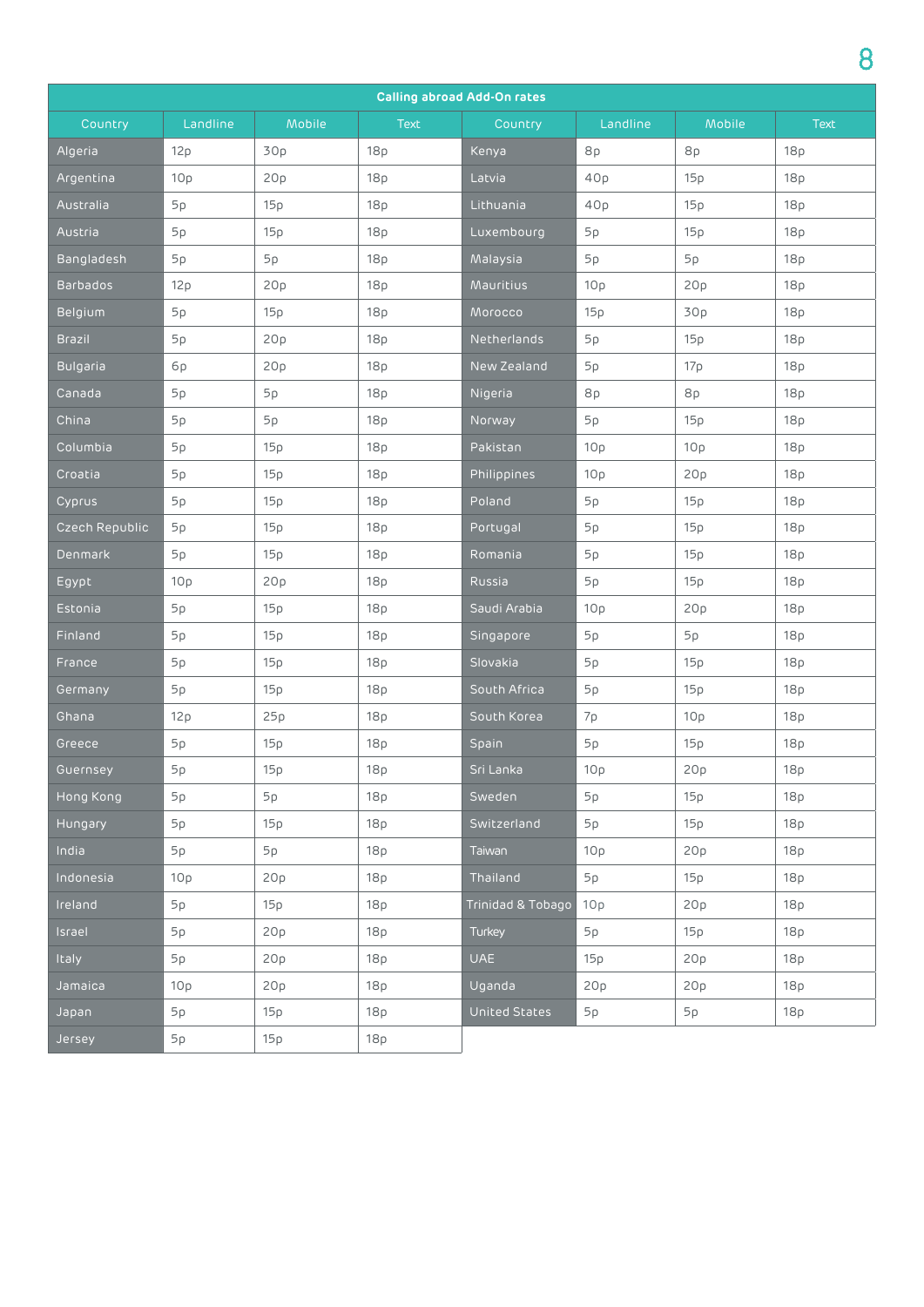| Calling abroad Add-On rates | | | | | | | |
|---|---|---|---|---|---|---|---|
| Country | Landline | Mobile | Text | Country | Landline | Mobile | Text |
| Algeria | 12p | 30p | 18p | Kenya | 8p | 8p | 18p |
| Argentina | 10p | 20p | 18p | Latvia | 40p | 15p | 18p |
| Australia | 5p | 15p | 18p | Lithuania | 40p | 15p | 18p |
| Austria | 5p | 15p | 18p | Luxembourg | 5p | 15p | 18p |
| Bangladesh | 5p | 5p | 18p | Malaysia | 5p | 5p | 18p |
| Barbados | 12p | 20p | 18p | Mauritius | 10p | 20p | 18p |
| Belgium | 5p | 15p | 18p | Morocco | 15p | 30p | 18p |
| Brazil | 5p | 20p | 18p | Netherlands | 5p | 15p | 18p |
| Bulgaria | 6p | 20p | 18p | New Zealand | 5p | 17p | 18p |
| Canada | 5p | 5p | 18p | Nigeria | 8p | 8p | 18p |
| China | 5p | 5p | 18p | Norway | 5p | 15p | 18p |
| Columbia | 5p | 15p | 18p | Pakistan | 10p | 10p | 18p |
| Croatia | 5p | 15p | 18p | Philippines | 10p | 20p | 18p |
| Cyprus | 5p | 15p | 18p | Poland | 5p | 15p | 18p |
| Czech Republic | 5p | 15p | 18p | Portugal | 5p | 15p | 18p |
| Denmark | 5p | 15p | 18p | Romania | 5p | 15p | 18p |
| Egypt | 10p | 20p | 18p | Russia | 5p | 15p | 18p |
| Estonia | 5p | 15p | 18p | Saudi Arabia | 10p | 20p | 18p |
| Finland | 5p | 15p | 18p | Singapore | 5p | 5p | 18p |
| France | 5p | 15p | 18p | Slovakia | 5p | 15p | 18p |
| Germany | 5p | 15p | 18p | South Africa | 5p | 15p | 18p |
| Ghana | 12p | 25p | 18p | South Korea | 7p | 10p | 18p |
| Greece | 5p | 15p | 18p | Spain | 5p | 15p | 18p |
| Guernsey | 5p | 15p | 18p | Sri Lanka | 10p | 20p | 18p |
| Hong Kong | 5p | 5p | 18p | Sweden | 5p | 15p | 18p |
| Hungary | 5p | 15p | 18p | Switzerland | 5p | 15p | 18p |
| India | 5p | 5p | 18p | Taiwan | 10p | 20p | 18p |
| Indonesia | 10p | 20p | 18p | Thailand | 5p | 15p | 18p |
| Ireland | 5p | 15p | 18p | Trinidad & Tobago | 10p | 20p | 18p |
| Israel | 5p | 20p | 18p | Turkey | 5p | 15p | 18p |
| Italy | 5p | 20p | 18p | UAE | 15p | 20p | 18p |
| Jamaica | 10p | 20p | 18p | Uganda | 20p | 20p | 18p |
| Japan | 5p | 15p | 18p | United States | 5p | 5p | 18p |
| Jersey | 5p | 15p | 18p | | | | |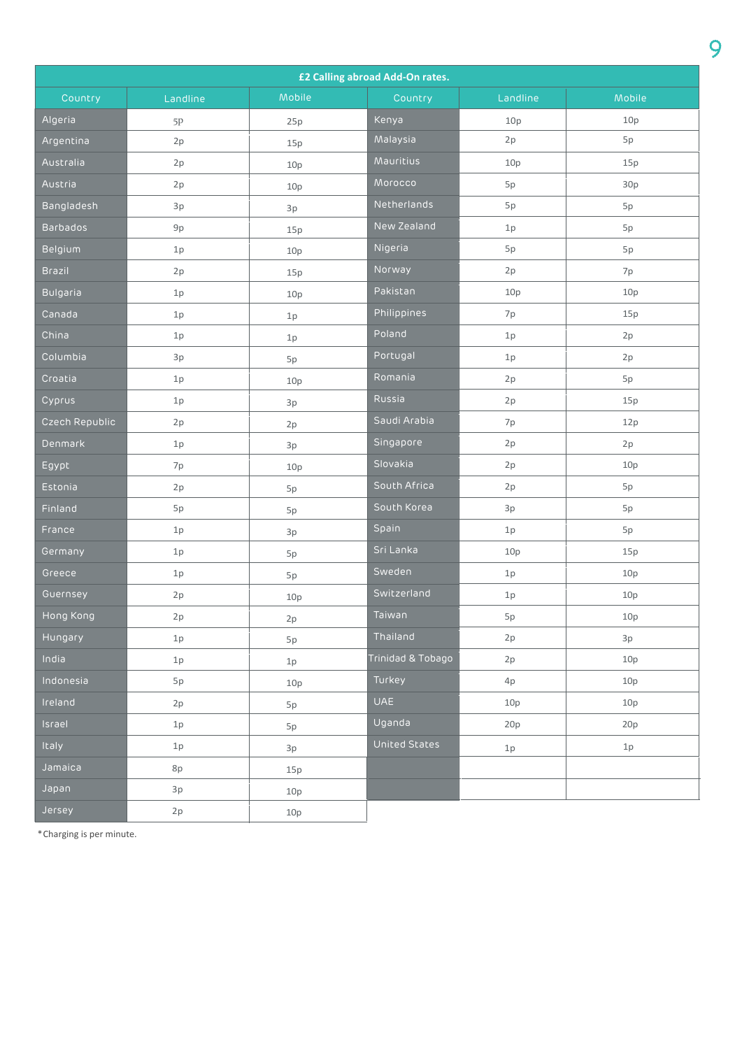| £2 Calling abroad Add-On rates. | | | | | |
|---|---|---|---|---|---|
| Country | Landline | Mobile | Country | Landline | Mobile |
| Algeria | 5p | 25p | Kenya | 10p | 10p |
| Argentina | 2p | 15p | Malaysia | 2p | 5p |
| Australia | 2p | 10p | Mauritius | 10p | 15p |
| Austria | 2p | 10p | Morocco | 5p | 30p |
| Bangladesh | 3p | 3p | Netherlands | 5p | 5p |
| Barbados | 9p | 15p | New Zealand | 1p | 5p |
| Belgium | 1p | 10p | Nigeria | 5p | 5p |
| Brazil | 2p | 15p | Norway | 2p | 7p |
| Bulgaria | 1p | 10p | Pakistan | 10p | 10p |
| Canada | 1p | 1p | Philippines | 7p | 15p |
| China | 1p | 1p | Poland | 1p | 2p |
| Columbia | 3p | 5p | Portugal | 1p | 2p |
| Croatia | 1p | 10p | Romania | 2p | 5p |
| Cyprus | 1p | 3p | Russia | 2p | 15p |
| Czech Republic | 2p | 2p | Saudi Arabia | 7p | 12p |
| Denmark | 1p | 3p | Singapore | 2p | 2p |
| Egypt | 7p | 10p | Slovakia | 2p | 10p |
| Estonia | 2p | 5p | South Africa | 2p | 5p |
| Finland | 5p | 5p | South Korea | 3p | 5p |
| France | 1p | 3p | Spain | 1p | 5p |
| Germany | 1p | 5p | Sri Lanka | 10p | 15p |
| Greece | 1p | 5p | Sweden | 1p | 10p |
| Guernsey | 2p | 10p | Switzerland | 1p | 10p |
| Hong Kong | 2p | 2p | Taiwan | 5p | 10p |
| Hungary | 1p | 5p | Thailand | 2p | 3p |
| India | 1p | 1p | Trinidad & Tobago | 2p | 10p |
| Indonesia | 5p | 10p | Turkey | 4p | 10p |
| Ireland | 2p | 5p | UAE | 10p | 10p |
| Israel | 1p | 5p | Uganda | 20p | 20p |
| Italy | 1p | 3p | United States | 1p | 1p |
| Jamaica | 8p | 15p | | | |
| Japan | 3p | 10p | | | |
| Jersey | 2p | 10p | | | |

*Charging is per minute.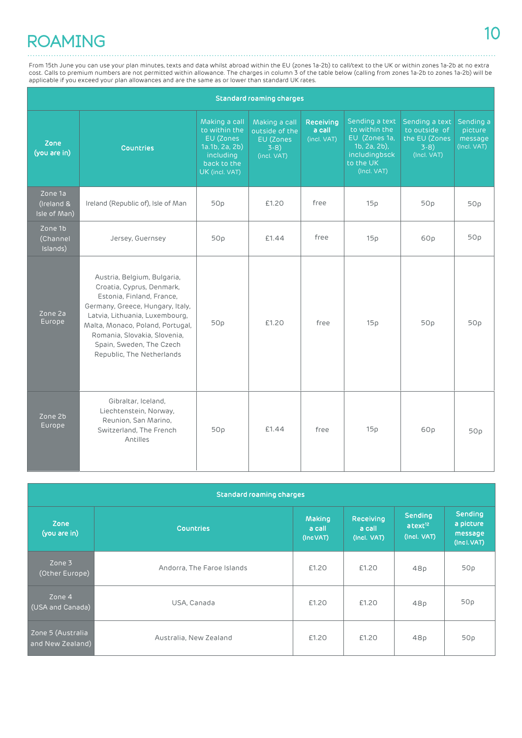# ROAMING

From 15th June you can use your plan minutes, texts and data whilst abroad within the EU (zones 1a-2b) to call/text to the UK or within zones 1a-2b at no extra cost. Calls to premium numbers are not permitted within allowance. The charges in column 3 of the table below (calling from zones 1a-2b to zones 1a-2b) will be applicable if you exceed your plan allowances and are the same as or lower than standard UK rates.

| Standard roaming charges | | | | | | | |
|---|---|---|---|---|---|---|---|
| **Zone (you are in)** | **Countries** | Making a call to within the EU (Zones 1a.1b, 2a, 2b) including back to the UK (incl. VAT) | Making a call outside of the EU (Zones 3-8) (incl. VAT) | **Receiving a call** (incl. VAT) | Sending a text to within the EU (Zones 1a, 1b, 2a, 2b), includingbsck to the UK (incl. VAT) | Sending a text to outside of the EU (Zones 3-8) (Incl. VAT) | Sending a picture message (Incl. VAT) |
| Zone 1a (Ireland & Isle of Man) | Ireland (Republic of), Isle of Man | 50p | £1.20 | free | 15p | 50p | 50p |
| Zone 1b (Channel Islands) | Jersey, Guernsey | 50p | £1.44 | free | 15p | 60p | 50p |
| Zone 2a Europe | Austria, Belgium, Bulgaria, Croatia, Cyprus, Denmark, Estonia, Finland, France, Germany, Greece, Hungary, Italy, Latvia, Lithuania, Luxembourg, Malta, Monaco, Poland, Portugal, Romania, Slovakia, Slovenia, Spain, Sweden, The Czech Republic, The Netherlands | 50p | £1.20 | free | 15p | 50p | 50p |
| Zone 2b Europe | Gibraltar, Iceland, Liechtenstein, Norway, Reunion, San Marino, Switzerland, The French Antilles | 50p | £1.44 | free | 15p | 60p | 50p |

| Standard roaming charges | | | | | |
|---|---|---|---|---|---|
| **Zone (you are in)** | **Countries** | **Making a call (Inc VAT)** | **Receiving a call (Incl. VAT)** | **Sending a text[12] (Incl. VAT)** | **Sending a picture message (Incl. VAT)** |
| Zone 3 (Other Europe) | Andorra, The Faroe Islands | £1.20 | £1.20 | 48p | 50p |
| Zone 4 (USA and Canada) | USA, Canada | £1.20 | £1.20 | 48p | 50p |
| Zone 5 (Australia and New Zealand) | Australia, New Zealand | £1.20 | £1.20 | 48p | 50p |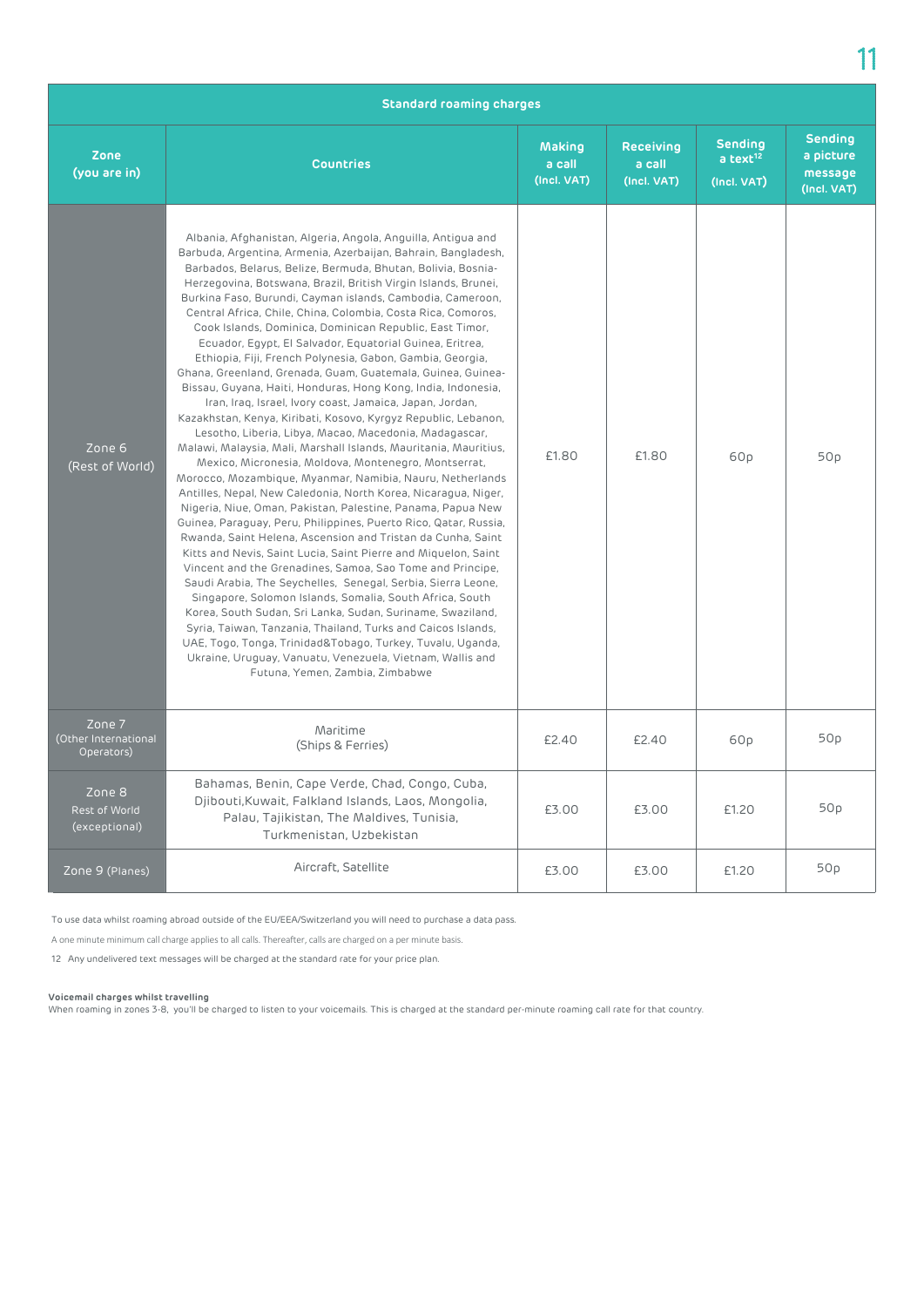| Standard roaming charges | | | | | |
|---|---|---|---|---|---|
| **Zone (you are in)** | **Countries** | **Making a call (Incl. VAT)** | **Receiving a call (Incl. VAT)** | **Sending a text[12] (Incl. VAT)** | **Sending a picture message (Incl. VAT)** |
| Zone 6 (Rest of World) | Albania, Afghanistan, Algeria, Angola, Anguilla, Antigua and Barbuda, Argentina, Armenia, Azerbaijan, Bahrain, Bangladesh, Barbados, Belarus, Belize, Bermuda, Bhutan, Bolivia, Bosnia-Herzegovina, Botswana, Brazil, British Virgin Islands, Brunei, Burkina Faso, Burundi, Cayman islands, Cambodia, Cameroon, Central Africa, Chile, China, Colombia, Costa Rica, Comoros, Cook Islands, Dominica, Dominican Republic, East Timor, Ecuador, Egypt, El Salvador, Equatorial Guinea, Eritrea, Ethiopia, Fiji, French Polynesia, Gabon, Gambia, Georgia, Ghana, Greenland, Grenada, Guam, Guatemala, Guinea, Guinea-Bissau, Guyana, Haiti, Honduras, Hong Kong, India, Indonesia, Iran, Iraq, Israel, Ivory coast, Jamaica, Japan, Jordan, Kazakhstan, Kenya, Kiribati, Kosovo, Kyrgyz Republic, Lebanon, Lesotho, Liberia, Libya, Macao, Macedonia, Madagascar, Malawi, Malaysia, Mali, Marshall Islands, Mauritania, Mauritius, Mexico, Micronesia, Moldova, Montenegro, Montserrat, Morocco, Mozambique, Myanmar, Namibia, Nauru, Netherlands Antilles, Nepal, New Caledonia, North Korea, Nicaragua, Niger, Nigeria, Niue, Oman, Pakistan, Palestine, Panama, Papua New Guinea, Paraguay, Peru, Philippines, Puerto Rico, Qatar, Russia, Rwanda, Saint Helena, Ascension and Tristan da Cunha, Saint Kitts and Nevis, Saint Lucia, Saint Pierre and Miquelon, Saint Vincent and the Grenadines, Samoa, Sao Tome and Principe, Saudi Arabia, The Seychelles, Senegal, Serbia, Sierra Leone, Singapore, Solomon Islands, Somalia, South Africa, South Korea, South Sudan, Sri Lanka, Sudan, Suriname, Swaziland, Syria, Taiwan, Tanzania, Thailand, Turks and Caicos Islands, UAE, Togo, Tonga, Trinidad&Tobago, Turkey, Tuvalu, Uganda, Ukraine, Uruguay, Vanuatu, Venezuela, Vietnam, Wallis and Futuna, Yemen, Zambia, Zimbabwe | £1.80 | £1.80 | 60p | 50p |
| Zone 7 (Other International Operators) | Maritime (Ships & Ferries) | £2.40 | £2.40 | 60p | 50p |
| Zone 8 Rest of World (exceptional) | Bahamas, Benin, Cape Verde, Chad, Congo, Cuba, Djibouti,Kuwait, Falkland Islands, Laos, Mongolia, Palau, Tajikistan, The Maldives, Tunisia, Turkmenistan, Uzbekistan | £3.00 | £3.00 | £1.20 | 50p |
| Zone 9 (Planes) | Aircraft, Satellite | £3.00 | £3.00 | £1.20 | 50p |

To use data whilst roaming abroad outside of the EU/EEA/Switzerland you will need to purchase a data pass.

A one minute minimum call charge applies to all calls. Thereafter, calls are charged on a per minute basis.

12 Any undelivered text messages will be charged at the standard rate for your price plan.

**Voicemail charges whilst travelling**
When roaming in zones 3-8, you'll be charged to listen to your voicemails. This is charged at the standard per-minute roaming call rate for that country.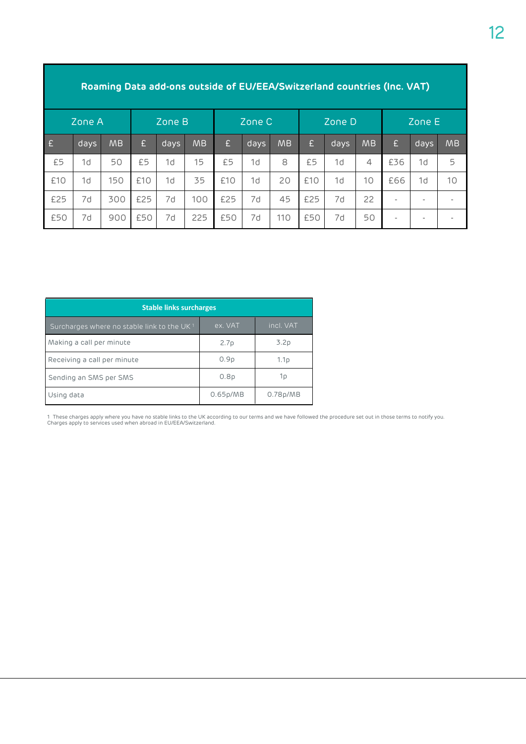| Roaming Data add-ons outside of EU/EEA/Switzerland countries (Inc. VAT) | | | | | | | | | | | | | | |
|---|---|---|---|---|---|---|---|---|---|---|---|---|---|---|
| Zone A | | | Zone B | | | Zone C | | | Zone D | | | Zone E | | |
| £ | days | MB | £ | days | MB | £ | days | MB | £ | days | MB | £ | days | MB |
| £5 | 1d | 50 | £5 | 1d | 15 | £5 | 1d | 8 | £5 | 1d | 4 | £36 | 1d | 5 |
| £10 | 1d | 150 | £10 | 1d | 35 | £10 | 1d | 20 | £10 | 1d | 10 | £66 | 1d | 10 |
| £25 | 7d | 300 | £25 | 7d | 100 | £25 | 7d | 45 | £25 | 7d | 22 | - | - | - |
| £50 | 7d | 900 | £50 | 7d | 225 | £50 | 7d | 110 | £50 | 7d | 50 | - | - | - |

| Stable links surcharges | | |
|---|---|---|
| Surcharges where no stable link to the UK [1] | ex. VAT | incl. VAT |
| Making a call per minute | 2.7p | 3.2p |
| Receiving a call per minute | 0.9p | 1.1p |
| Sending an SMS per SMS | 0.8p | 1p |
| Using data | 0.65p/MB | 0.78p/MB |

1 These charges apply where you have no stable links to the UK according to our terms and we have followed the procedure set out in those terms to notify you. Charges apply to services used when abroad in EU/EEA/Switzerland.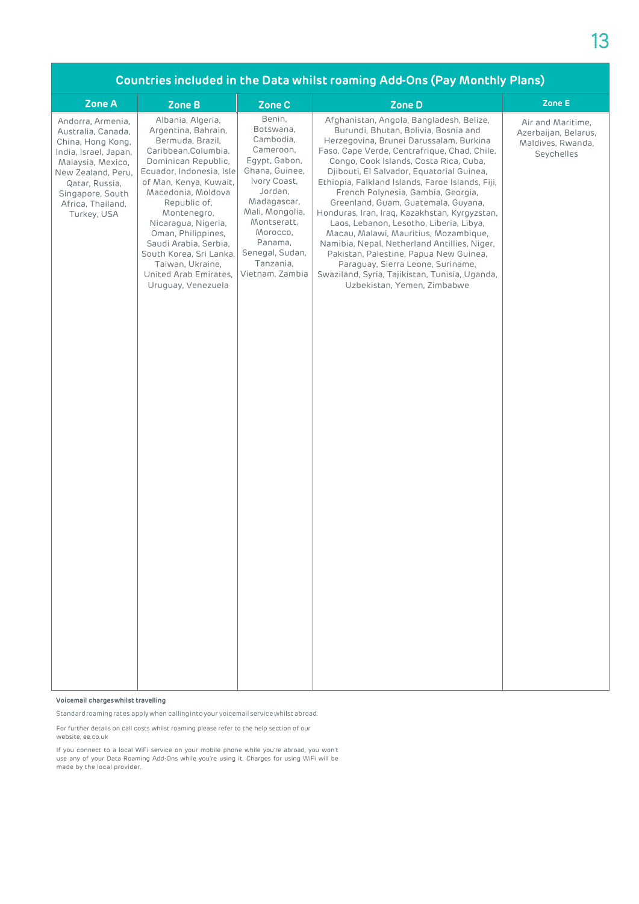| Countries included in the Data whilst roaming Add-Ons (Pay Monthly Plans) | | | | |
|---|---|---|---|---|
| **Zone A** | **Zone B** | **Zone C** | **Zone D** | **Zone E** |
| Andorra, Armenia, Australia, Canada, China, Hong Kong, India, Israel, Japan, Malaysia, Mexico, New Zealand, Peru, Qatar, Russia, Singapore, South Africa, Thailand, Turkey, USA | Albania, Algeria, Argentina, Bahrain, Bermuda, Brazil, Caribbean,Columbia, Dominican Republic, Ecuador, Indonesia, Isle of Man, Kenya, Kuwait, Macedonia, Moldova Republic of, Montenegro, Nicaragua, Nigeria, Oman, Philippines, Saudi Arabia, Serbia, South Korea, Sri Lanka, Taiwan, Ukraine, United Arab Emirates, Uruguay, Venezuela | Benin, Botswana, Cambodia, Cameroon, Egypt, Gabon, Ghana, Guinee, Ivory Coast, Jordan, Madagascar, Mali, Mongolia, Montseratt, Morocco, Panama, Senegal, Sudan, Tanzania, Vietnam, Zambia | Afghanistan, Angola, Bangladesh, Belize, Burundi, Bhutan, Bolivia, Bosnia and Herzegovina, Brunei Darussalam, Burkina Faso, Cape Verde, Centrafrique, Chad, Chile, Congo, Cook Islands, Costa Rica, Cuba, Djibouti, El Salvador, Equatorial Guinea, Ethiopia, Falkland Islands, Faroe Islands, Fiji, French Polynesia, Gambia, Georgia, Greenland, Guam, Guatemala, Guyana, Honduras, Iran, Iraq, Kazakhstan, Kyrgyzstan, Laos, Lebanon, Lesotho, Liberia, Libya, Macau, Malawi, Mauritius, Mozambique, Namibia, Nepal, Netherland Antillies, Niger, Pakistan, Palestine, Papua New Guinea, Paraguay, Sierra Leone, Suriname, Swaziland, Syria, Tajikistan, Tunisia, Uganda, Uzbekistan, Yemen, Zimbabwe | Air and Maritime, Azerbaijan, Belarus, Maldives, Rwanda, Seychelles |

**Voicemail charges whilst travelling**

Standard roaming rates apply when calling into your voicemail service whilst abroad.

For further details on call costs whilst roaming please refer to the help section of our website, ee.co.uk

If you connect to a local WiFi service on your mobile phone while you're abroad, you won't use any of your Data Roaming Add-Ons while you're using it. Charges for using WiFi will be made by the local provider.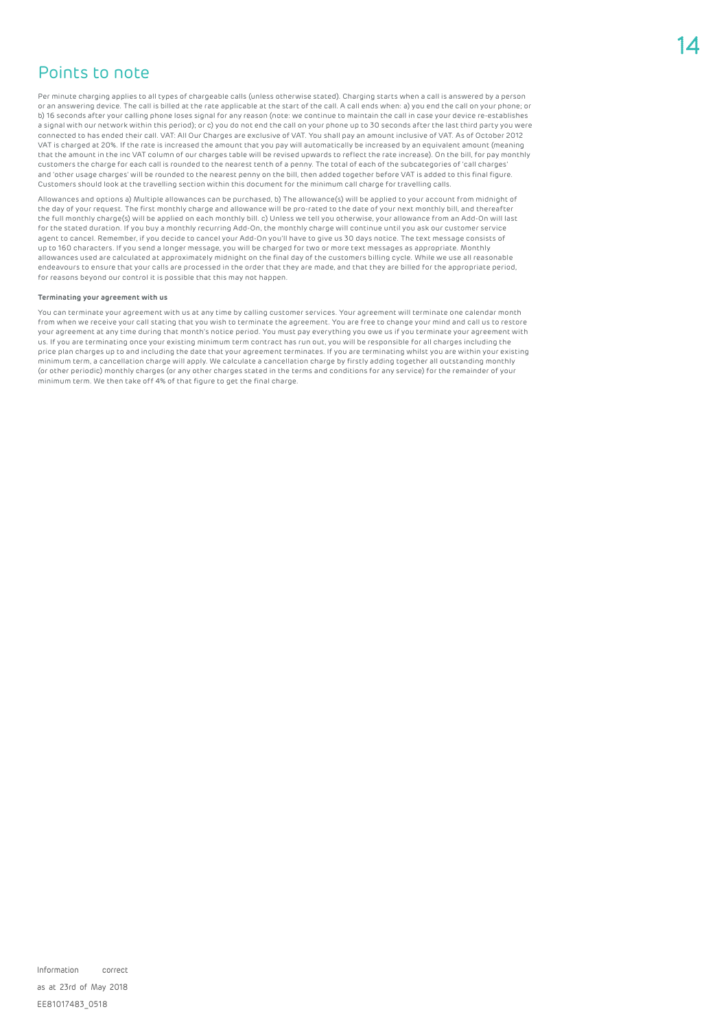# Points to note

Per minute charging applies to all types of chargeable calls (unless otherwise stated). Charging starts when a call is answered by a person or an answering device. The call is billed at the rate applicable at the start of the call. A call ends when: a) you end the call on your phone; or b) 16 seconds after your calling phone loses signal for any reason (note: we continue to maintain the call in case your device re-establishes a signal with our network within this period); or c) you do not end the call on your phone up to 30 seconds after the last third party you were connected to has ended their call. VAT: All Our Charges are exclusive of VAT. You shall pay an amount inclusive of VAT. As of October 2012 VAT is charged at 20%. If the rate is increased the amount that you pay will automatically be increased by an equivalent amount (meaning that the amount in the inc VAT column of our charges table will be revised upwards to reflect the rate increase). On the bill, for pay monthly customers the charge for each call is rounded to the nearest tenth of a penny. The total of each of the subcategories of 'call charges' and 'other usage charges' will be rounded to the nearest penny on the bill, then added together before VAT is added to this final figure. Customers should look at the travelling section within this document for the minimum call charge for travelling calls.

Allowances and options a) Multiple allowances can be purchased, b) The allowance(s) will be applied to your account from midnight of the day of your request. The first monthly charge and allowance will be pro-rated to the date of your next monthly bill, and thereafter the full monthly charge(s) will be applied on each monthly bill. c) Unless we tell you otherwise, your allowance from an Add-On will last for the stated duration. If you buy a monthly recurring Add-On, the monthly charge will continue until you ask our customer service agent to cancel. Remember, if you decide to cancel your Add-On you'll have to give us 30 days notice. The text message consists of up to 160 characters. If you send a longer message, you will be charged for two or more text messages as appropriate. Monthly allowances used are calculated at approximately midnight on the final day of the customers billing cycle. While we use all reasonable endeavours to ensure that your calls are processed in the order that they are made, and that they are billed for the appropriate period, for reasons beyond our control it is possible that this may not happen.

**Terminating your agreement with us**

You can terminate your agreement with us at any time by calling customer services. Your agreement will terminate one calendar month from when we receive your call stating that you wish to terminate the agreement. You are free to change your mind and call us to restore your agreement at any time during that month's notice period. You must pay everything you owe us if you terminate your agreement with us. If you are terminating once your existing minimum term contract has run out, you will be responsible for all charges including the price plan charges up to and including the date that your agreement terminates. If you are terminating whilst you are within your existing minimum term, a cancellation charge will apply. We calculate a cancellation charge by firstly adding together all outstanding monthly (or other periodic) monthly charges (or any other charges stated in the terms and conditions for any service) for the remainder of your minimum term. We then take off 4% of that figure to get the final charge.

Information correct as at 23rd of May 2018

EE81017483_0518